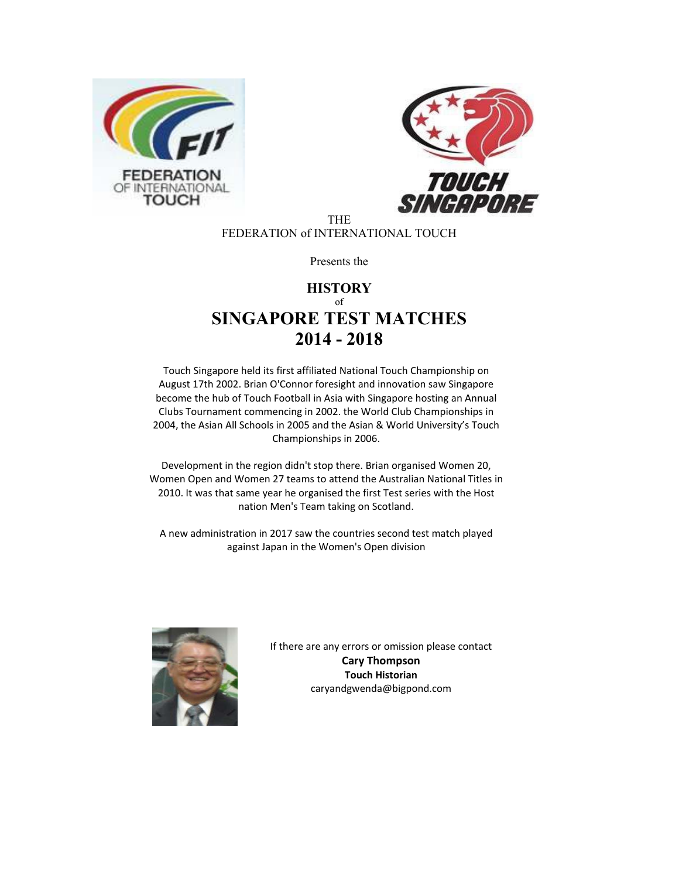THE
FEDERATION of INTERNATIONAL TOUCH

Presents the

# HISTORY
of
# SINGAPORE TEST MATCHES 2014 - 2018

Touch Singapore held its first affiliated National Touch Championship on August 17th 2002. Brian O'Connor foresight and innovation saw Singapore become the hub of Touch Football in Asia with Singapore hosting an Annual Clubs Tournament commencing in 2002. the World Club Championships in 2004, the Asian All Schools in 2005 and the Asian & World University's Touch Championships in 2006.

Development in the region didn't stop there. Brian organised Women 20, Women Open and Women 27 teams to attend the Australian National Titles in 2010. It was that same year he organised the first Test series with the Host nation Men's Team taking on Scotland.

A new administration in 2017 saw the countries second test match played against Japan in the Women's Open division

If there are any errors or omission please contact
**Cary Thompson**
**Touch Historian**
caryandgwenda@bigpond.com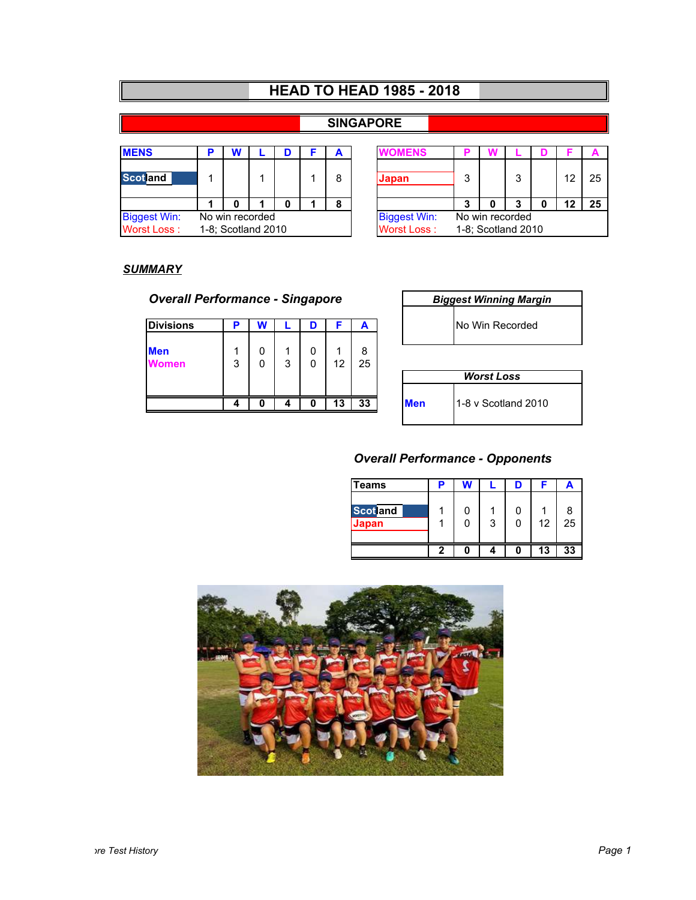# HEAD TO HEAD 1985 - 2018

## SINGAPORE

| MENS | P | W | L | D | F | A |
|---|---|---|---|---|---|---|
| Scotland | 1 | | 1 | | 1 | 8 |
| | 1 | 0 | 1 | 0 | 1 | 8 |
| Biggest Win: | No win recorded | | | | | |
| Worst Loss : | 1-8; Scotland 2010 | | | | | |

| WOMENS | P | W | L | D | F | A |
|---|---|---|---|---|---|---|
| Japan | 3 | | 3 | | 12 | 25 |
| | 3 | 0 | 3 | 0 | 12 | 25 |
| Biggest Win: | No win recorded | | | | | |
| Worst Loss : | 1-8; Scotland 2010 | | | | | |

***SUMMARY***

### *Overall Performance - Singapore*

| Divisions | P | W | L | D | F | A |
|---|---|---|---|---|---|---|
| Men | 1 | 0 | 1 | 0 | 1 | 8 |
| Women | 3 | 0 | 3 | 0 | 12 | 25 |
| | 4 | 0 | 4 | 0 | 13 | 33 |

| *Biggest Winning Margin* | |
|---|---|
| | No Win Recorded |

| *Worst Loss* | |
|---|---|
| Men | 1-8 v Scotland 2010 |

### *Overall Performance - Opponents*

| Teams | P | W | L | D | F | A |
|---|---|---|---|---|---|---|
| Scotland | 1 | 0 | 1 | 0 | 1 | 8 |
| Japan | 1 | 0 | 3 | 0 | 12 | 25 |
| | 2 | 0 | 4 | 0 | 13 | 33 |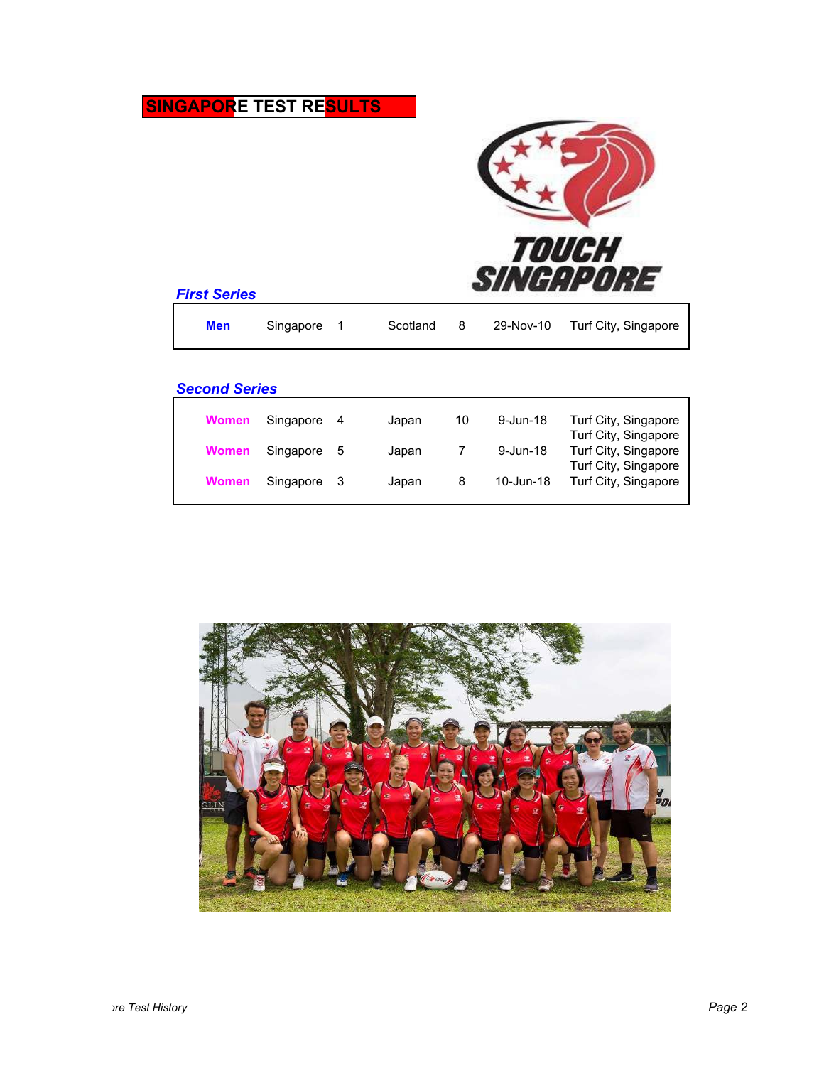# SINGAPORE TEST RESULTS

## First Series

| | | | | | | |
|---|---|---|---|---|---|---|
| **Men** | Singapore | 1 | Scotland | 8 | 29-Nov-10 | Turf City, Singapore |

## Second Series

| | | | | | | |
|---|---|---|---|---|---|---|
| **Women** | Singapore | 4 | Japan | 10 | 9-Jun-18 | Turf City, Singapore |
| | | | | | | Turf City, Singapore |
| **Women** | Singapore | 5 | Japan | 7 | 9-Jun-18 | Turf City, Singapore |
| | | | | | | Turf City, Singapore |
| **Women** | Singapore | 3 | Japan | 8 | 10-Jun-18 | Turf City, Singapore |